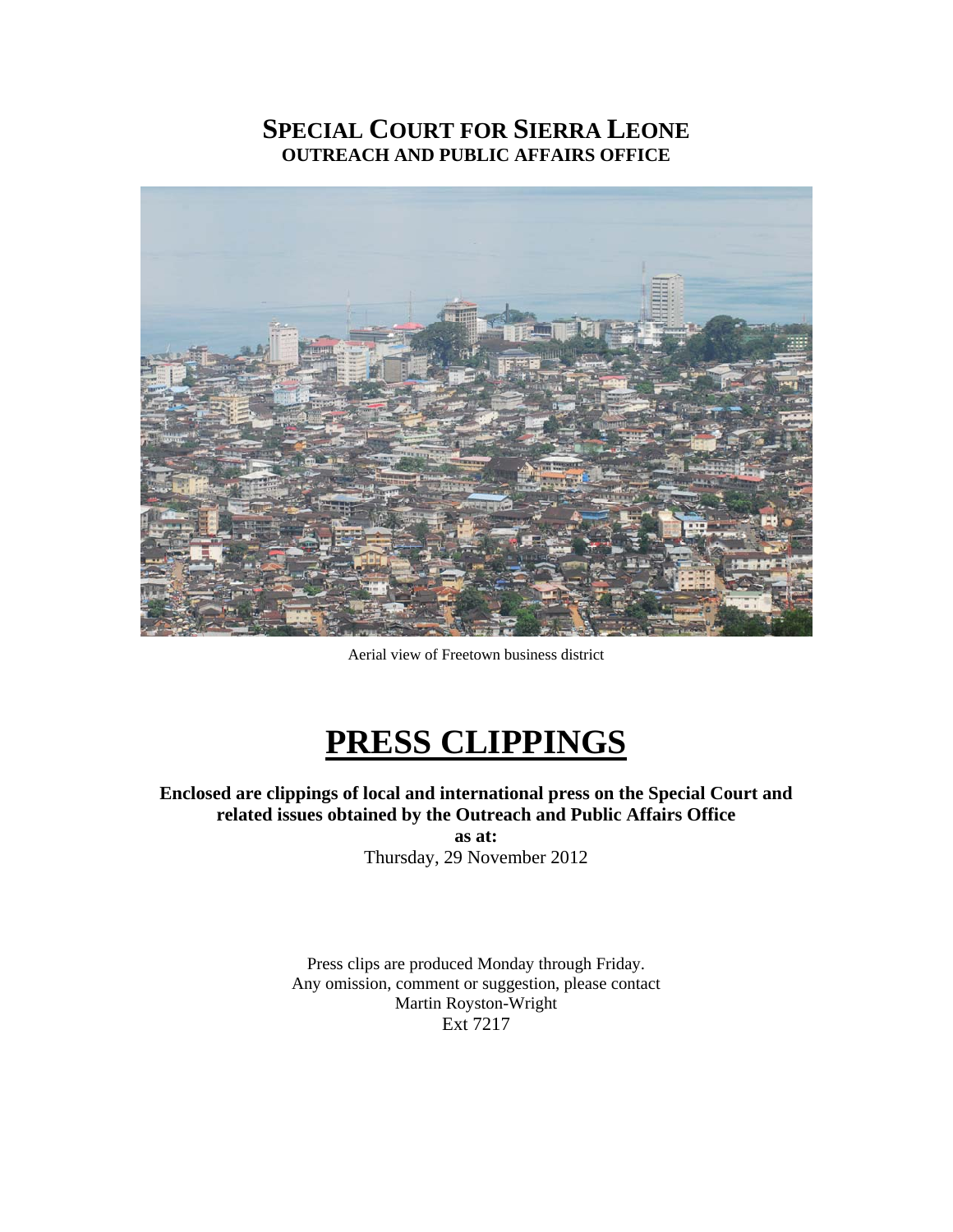# SPECIAL COURT FOR SIERRA LEONE
## OUTREACH AND PUBLIC AFFAIRS OFFICE

Aerial view of Freetown business district

# PRESS CLIPPINGS

**Enclosed are clippings of local and international press on the Special Court and related issues obtained by the Outreach and Public Affairs Office**

**as at:**

Thursday, 29 November 2012

Press clips are produced Monday through Friday.
Any omission, comment or suggestion, please contact
Martin Royston-Wright
Ext 7217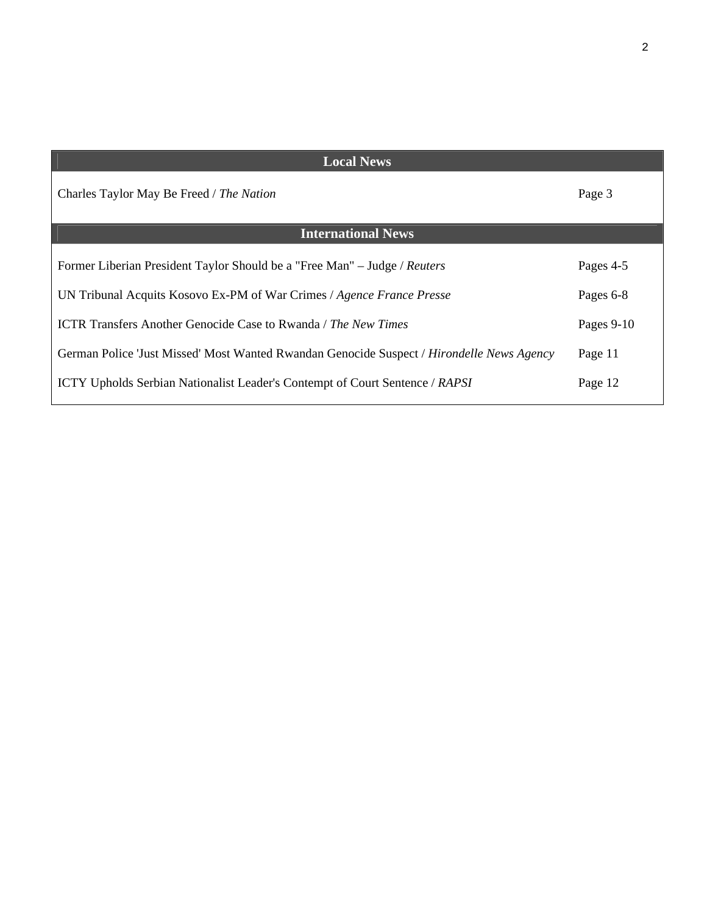| Local News | |
|---|---|
| Charles Taylor May Be Freed / *The Nation* | Page 3 |

| International News | |
|---|---|
| Former Liberian President Taylor Should be a "Free Man" – Judge / *Reuters* | Pages 4-5 |
| UN Tribunal Acquits Kosovo Ex-PM of War Crimes / *Agence France Presse* | Pages 6-8 |
| ICTR Transfers Another Genocide Case to Rwanda / *The New Times* | Pages 9-10 |
| German Police 'Just Missed' Most Wanted Rwandan Genocide Suspect / *Hirondelle News Agency* | Page 11 |
| ICTY Upholds Serbian Nationalist Leader's Contempt of Court Sentence / *RAPSI* | Page 12 |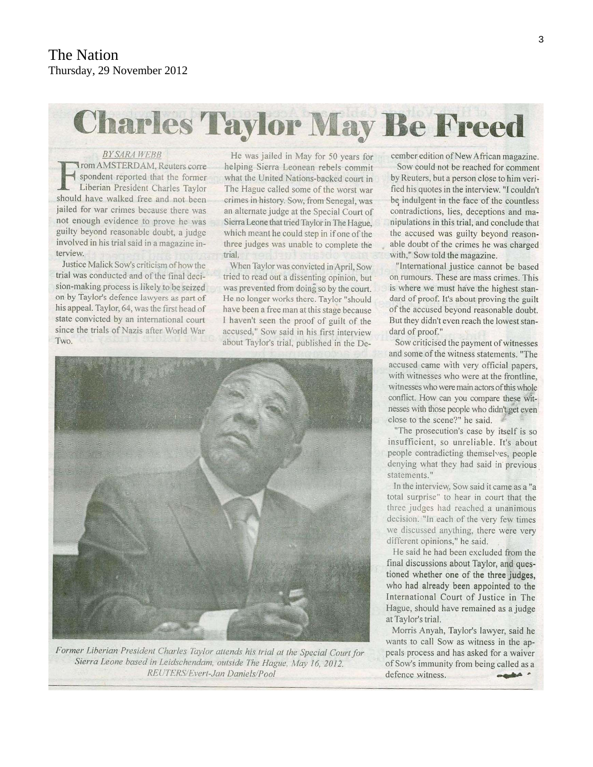The Nation
Thursday, 29 November 2012

# Charles Taylor May Be Freed

*BY SARA WEBB*

From AMSTERDAM, Reuters correspondent reported that the former Liberian President Charles Taylor should have walked free and not been jailed for war crimes because there was not enough evidence to prove he was guilty beyond reasonable doubt, a judge involved in his trial said in a magazine interview.

Justice Malick Sow's criticism of how the trial was conducted and of the final decision-making process is likely to be seized on by Taylor's defence lawyers as part of his appeal. Taylor, 64, was the first head of state convicted by an international court since the trials of Nazis after World War Two.

He was jailed in May for 50 years for helping Sierra Leonean rebels commit what the United Nations-backed court in The Hague called some of the worst war crimes in history. Sow, from Senegal, was an alternate judge at the Special Court of Sierra Leone that tried Taylor in The Hague, which meant he could step in if one of the three judges was unable to complete the trial.

When Taylor was convicted in April, Sow tried to read out a dissenting opinion, but was prevented from doing so by the court. He no longer works there. Taylor "should have been a free man at this stage because I haven't seen the proof of guilt of the accused," Sow said in his first interview about Taylor's trial, published in the December edition of New African magazine.

Sow could not be reached for comment by Reuters, but a person close to him verified his quotes in the interview. "I couldn't be indulgent in the face of the countless contradictions, lies, deceptions and manipulations in this trial, and conclude that the accused was guilty beyond reasonable doubt of the crimes he was charged with," Sow told the magazine.

"International justice cannot be based on rumours. These are mass crimes. This is where we must have the highest standard of proof. It's about proving the guilt of the accused beyond reasonable doubt. But they didn't even reach the lowest standard of proof."

Sow criticised the payment of witnesses and some of the witness statements. "The accused came with very official papers, with witnesses who were at the frontline, witnesses who were main actors of this whole conflict. How can you compare these witnesses with those people who didn't get even close to the scene?" he said.

"The prosecution's case by itself is so insufficient, so unreliable. It's about people contradicting themselves, people denying what they had said in previous statements."

In the interview, Sow said it came as a "a total surprise" to hear in court that the three judges had reached a unanimous decision. "In each of the very few times we discussed anything, there were very different opinions," he said.

He said he had been excluded from the final discussions about Taylor, and questioned whether one of the three judges, who had already been appointed to the International Court of Justice in The Hague, should have remained as a judge at Taylor's trial.

Morris Anyah, Taylor's lawyer, said he wants to call Sow as witness in the appeals process and has asked for a waiver of Sow's immunity from being called as a defence witness.

*Former Liberian President Charles Taylor attends his trial at the Special Court for Sierra Leone based in Leidschendam, outside The Hague, May 16, 2012.*
*REUTERS/Evert-Jan Daniels/Pool*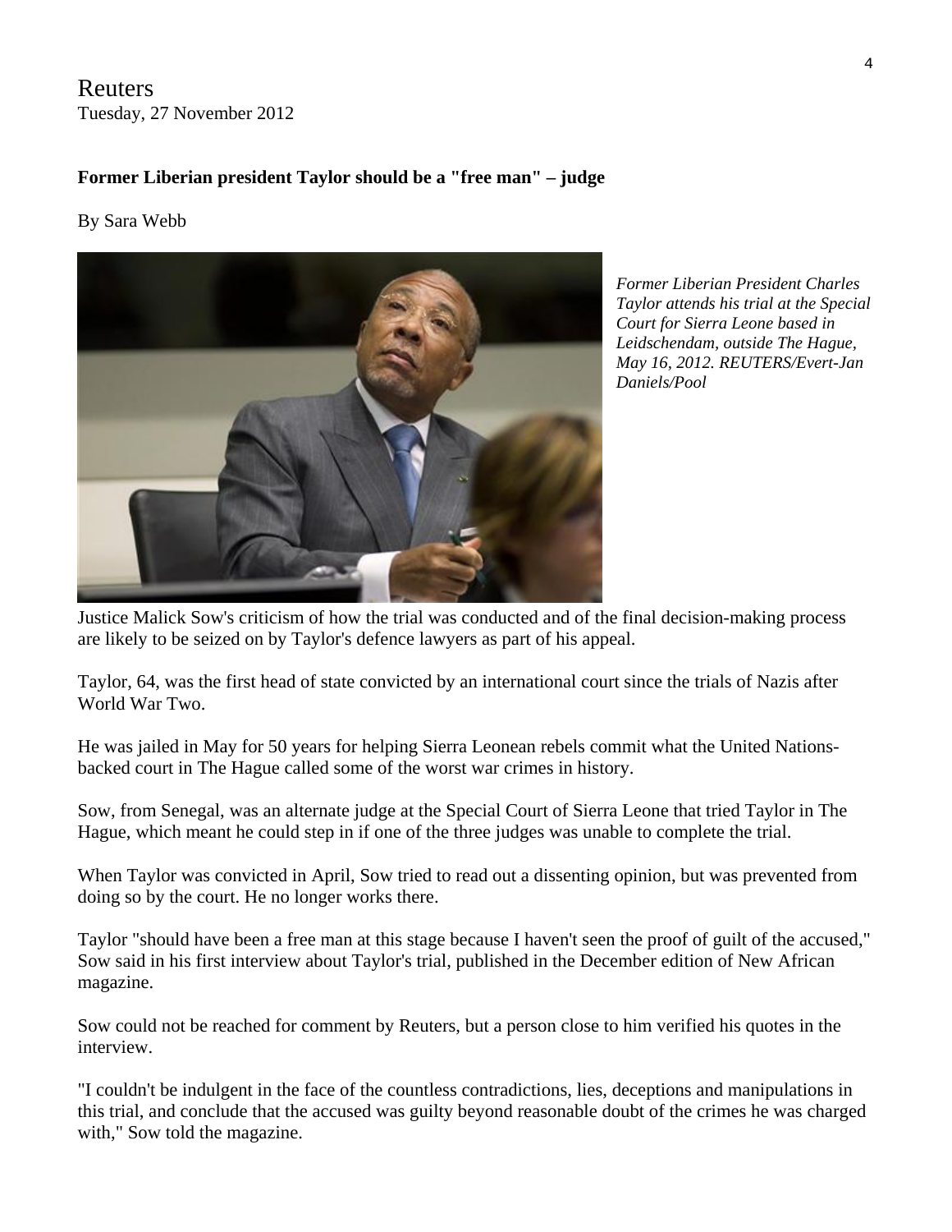Reuters
Tuesday, 27 November 2012

**Former Liberian president Taylor should be a "free man" – judge**

By Sara Webb

*Former Liberian President Charles Taylor attends his trial at the Special Court for Sierra Leone based in Leidschendam, outside The Hague, May 16, 2012. REUTERS/Evert-Jan Daniels/Pool*

Justice Malick Sow's criticism of how the trial was conducted and of the final decision-making process are likely to be seized on by Taylor's defence lawyers as part of his appeal.

Taylor, 64, was the first head of state convicted by an international court since the trials of Nazis after World War Two.

He was jailed in May for 50 years for helping Sierra Leonean rebels commit what the United Nations-backed court in The Hague called some of the worst war crimes in history.

Sow, from Senegal, was an alternate judge at the Special Court of Sierra Leone that tried Taylor in The Hague, which meant he could step in if one of the three judges was unable to complete the trial.

When Taylor was convicted in April, Sow tried to read out a dissenting opinion, but was prevented from doing so by the court. He no longer works there.

Taylor "should have been a free man at this stage because I haven't seen the proof of guilt of the accused," Sow said in his first interview about Taylor's trial, published in the December edition of New African magazine.

Sow could not be reached for comment by Reuters, but a person close to him verified his quotes in the interview.

"I couldn't be indulgent in the face of the countless contradictions, lies, deceptions and manipulations in this trial, and conclude that the accused was guilty beyond reasonable doubt of the crimes he was charged with," Sow told the magazine.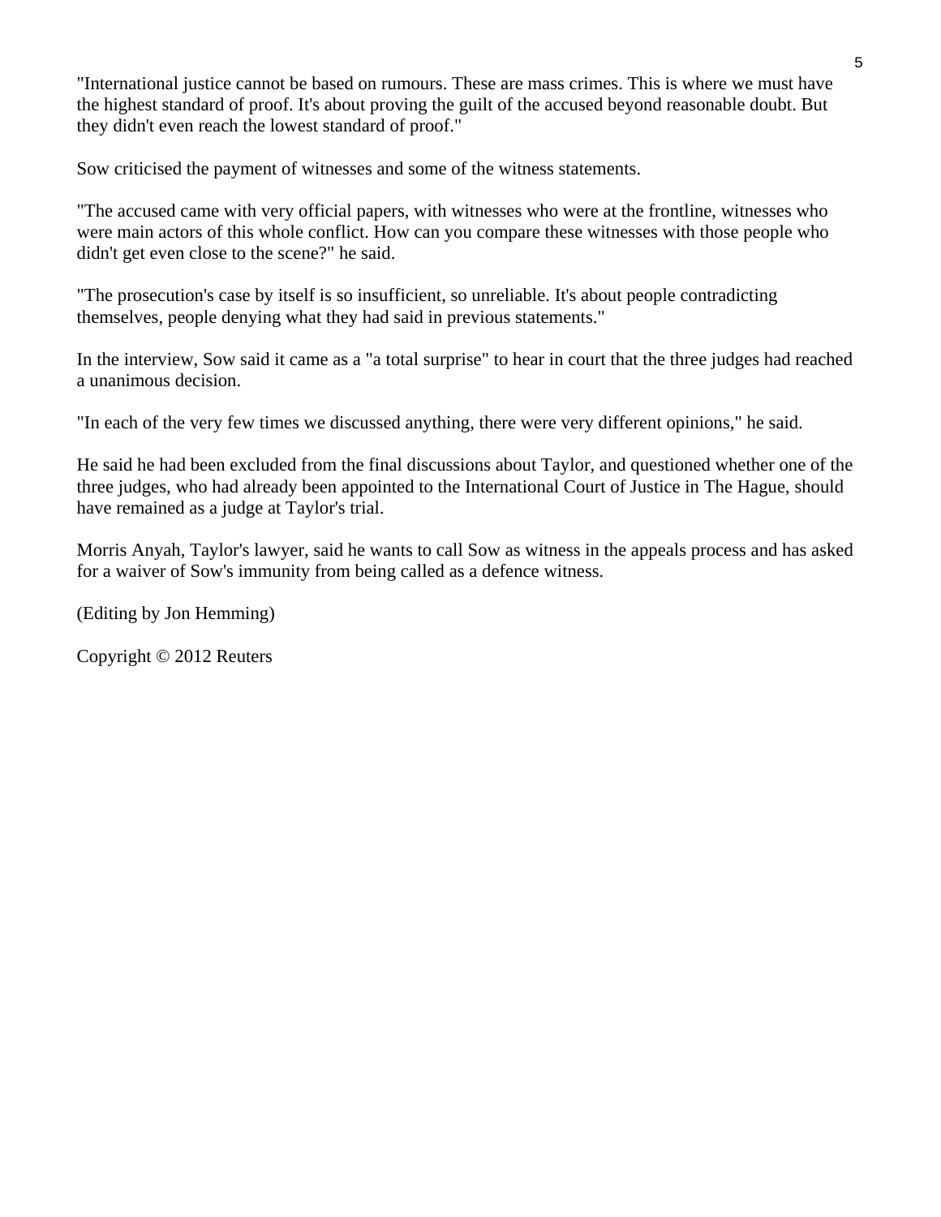"International justice cannot be based on rumours. These are mass crimes. This is where we must have the highest standard of proof. It's about proving the guilt of the accused beyond reasonable doubt. But they didn't even reach the lowest standard of proof."

Sow criticised the payment of witnesses and some of the witness statements.

"The accused came with very official papers, with witnesses who were at the frontline, witnesses who were main actors of this whole conflict. How can you compare these witnesses with those people who didn't get even close to the scene?" he said.

"The prosecution's case by itself is so insufficient, so unreliable. It's about people contradicting themselves, people denying what they had said in previous statements."

In the interview, Sow said it came as a "a total surprise" to hear in court that the three judges had reached a unanimous decision.

"In each of the very few times we discussed anything, there were very different opinions," he said.

He said he had been excluded from the final discussions about Taylor, and questioned whether one of the three judges, who had already been appointed to the International Court of Justice in The Hague, should have remained as a judge at Taylor's trial.

Morris Anyah, Taylor's lawyer, said he wants to call Sow as witness in the appeals process and has asked for a waiver of Sow's immunity from being called as a defence witness.

(Editing by Jon Hemming)

Copyright © 2012 Reuters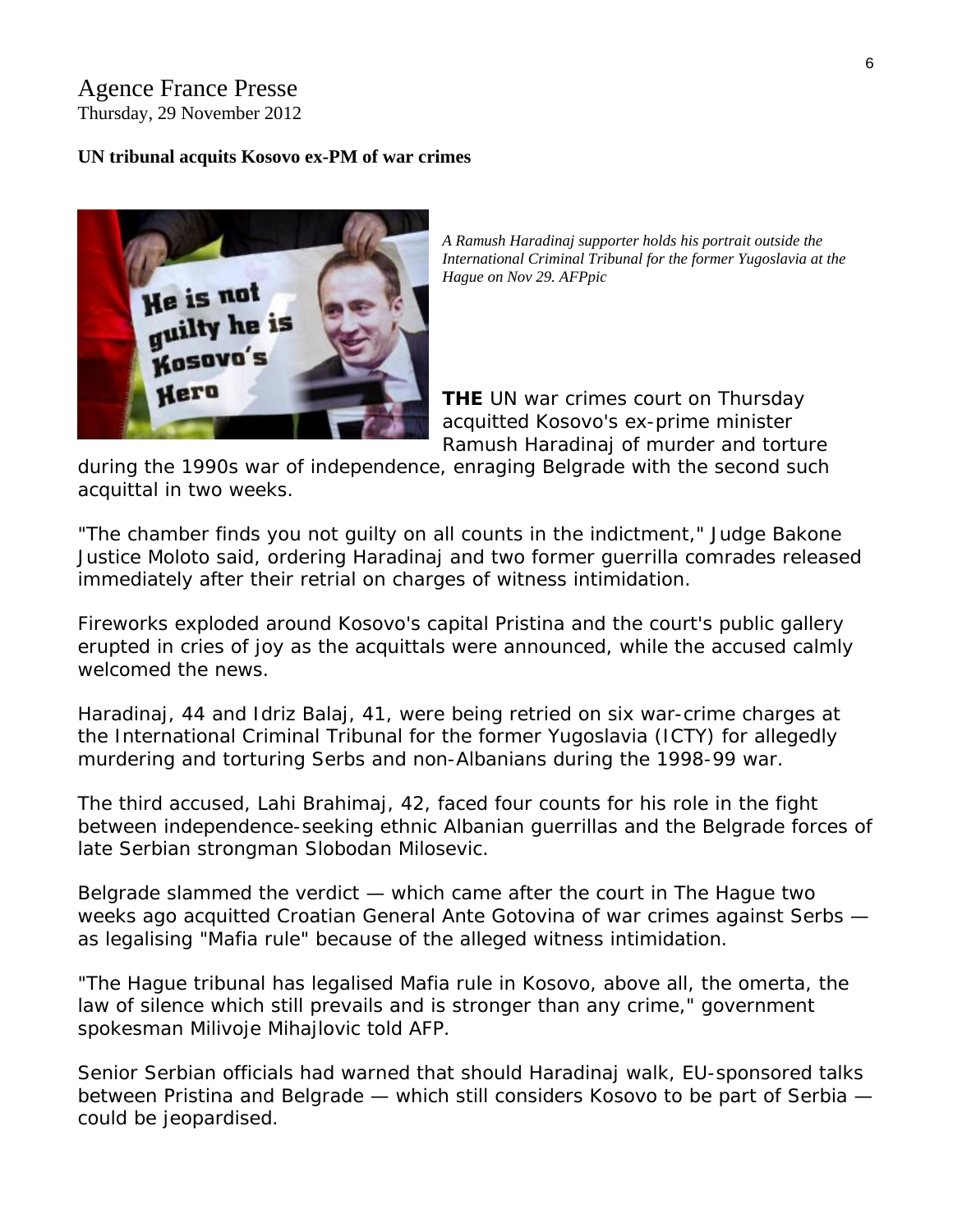Agence France Presse
Thursday, 29 November 2012

**UN tribunal acquits Kosovo ex-PM of war crimes**

*A Ramush Haradinaj supporter holds his portrait outside the International Criminal Tribunal for the former Yugoslavia at the Hague on Nov 29. AFPpic*

**THE** UN war crimes court on Thursday acquitted Kosovo's ex-prime minister Ramush Haradinaj of murder and torture during the 1990s war of independence, enraging Belgrade with the second such acquittal in two weeks.

"The chamber finds you not guilty on all counts in the indictment," Judge Bakone Justice Moloto said, ordering Haradinaj and two former guerrilla comrades released immediately after their retrial on charges of witness intimidation.

Fireworks exploded around Kosovo's capital Pristina and the court's public gallery erupted in cries of joy as the acquittals were announced, while the accused calmly welcomed the news.

Haradinaj, 44 and Idriz Balaj, 41, were being retried on six war-crime charges at the International Criminal Tribunal for the former Yugoslavia (ICTY) for allegedly murdering and torturing Serbs and non-Albanians during the 1998-99 war.

The third accused, Lahi Brahimaj, 42, faced four counts for his role in the fight between independence-seeking ethnic Albanian guerrillas and the Belgrade forces of late Serbian strongman Slobodan Milosevic.

Belgrade slammed the verdict — which came after the court in The Hague two weeks ago acquitted Croatian General Ante Gotovina of war crimes against Serbs — as legalising "Mafia rule" because of the alleged witness intimidation.

"The Hague tribunal has legalised Mafia rule in Kosovo, above all, the omerta, the law of silence which still prevails and is stronger than any crime," government spokesman Milivoje Mihajlovic told AFP.

Senior Serbian officials had warned that should Haradinaj walk, EU-sponsored talks between Pristina and Belgrade — which still considers Kosovo to be part of Serbia — could be jeopardised.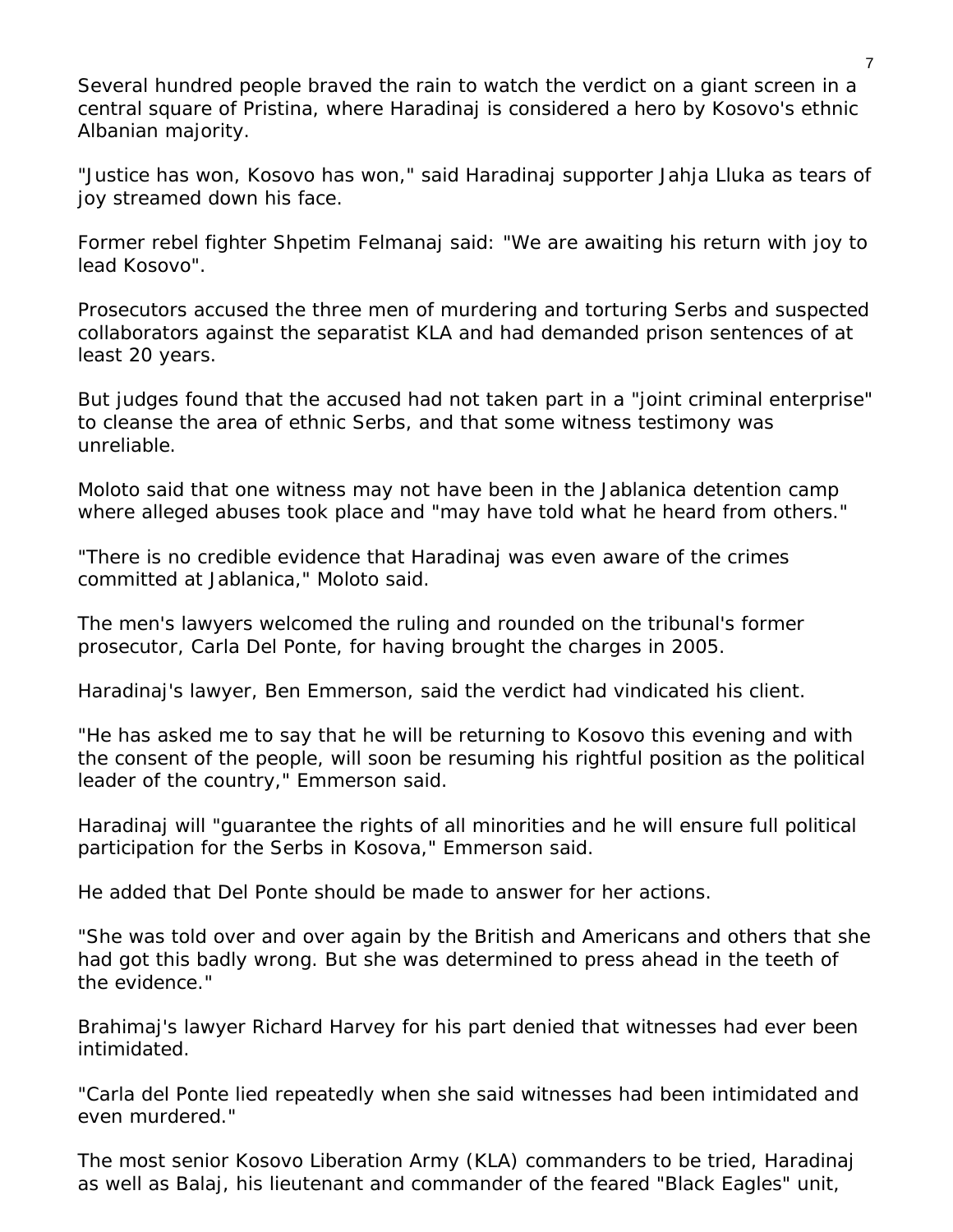Several hundred people braved the rain to watch the verdict on a giant screen in a central square of Pristina, where Haradinaj is considered a hero by Kosovo's ethnic Albanian majority.

"Justice has won, Kosovo has won," said Haradinaj supporter Jahja Lluka as tears of joy streamed down his face.

Former rebel fighter Shpetim Felmanaj said: "We are awaiting his return with joy to lead Kosovo".

Prosecutors accused the three men of murdering and torturing Serbs and suspected collaborators against the separatist KLA and had demanded prison sentences of at least 20 years.

But judges found that the accused had not taken part in a "joint criminal enterprise" to cleanse the area of ethnic Serbs, and that some witness testimony was unreliable.

Moloto said that one witness may not have been in the Jablanica detention camp where alleged abuses took place and "may have told what he heard from others."

"There is no credible evidence that Haradinaj was even aware of the crimes committed at Jablanica," Moloto said.

The men's lawyers welcomed the ruling and rounded on the tribunal's former prosecutor, Carla Del Ponte, for having brought the charges in 2005.

Haradinaj's lawyer, Ben Emmerson, said the verdict had vindicated his client.

"He has asked me to say that he will be returning to Kosovo this evening and with the consent of the people, will soon be resuming his rightful position as the political leader of the country," Emmerson said.

Haradinaj will "guarantee the rights of all minorities and he will ensure full political participation for the Serbs in Kosova," Emmerson said.

He added that Del Ponte should be made to answer for her actions.

"She was told over and over again by the British and Americans and others that she had got this badly wrong. But she was determined to press ahead in the teeth of the evidence."

Brahimaj's lawyer Richard Harvey for his part denied that witnesses had ever been intimidated.

"Carla del Ponte lied repeatedly when she said witnesses had been intimidated and even murdered."

The most senior Kosovo Liberation Army (KLA) commanders to be tried, Haradinaj as well as Balaj, his lieutenant and commander of the feared "Black Eagles" unit,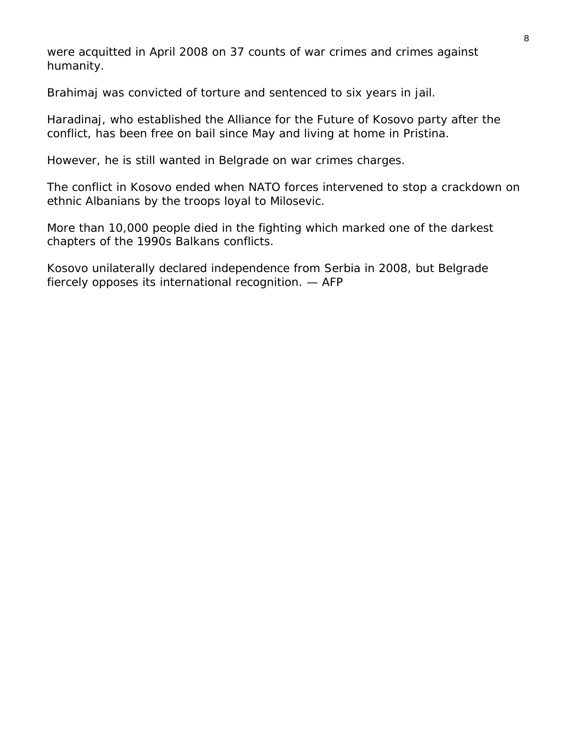were acquitted in April 2008 on 37 counts of war crimes and crimes against humanity.

Brahimaj was convicted of torture and sentenced to six years in jail.

Haradinaj, who established the Alliance for the Future of Kosovo party after the conflict, has been free on bail since May and living at home in Pristina.

However, he is still wanted in Belgrade on war crimes charges.

The conflict in Kosovo ended when NATO forces intervened to stop a crackdown on ethnic Albanians by the troops loyal to Milosevic.

More than 10,000 people died in the fighting which marked one of the darkest chapters of the 1990s Balkans conflicts.

Kosovo unilaterally declared independence from Serbia in 2008, but Belgrade fiercely opposes its international recognition. — AFP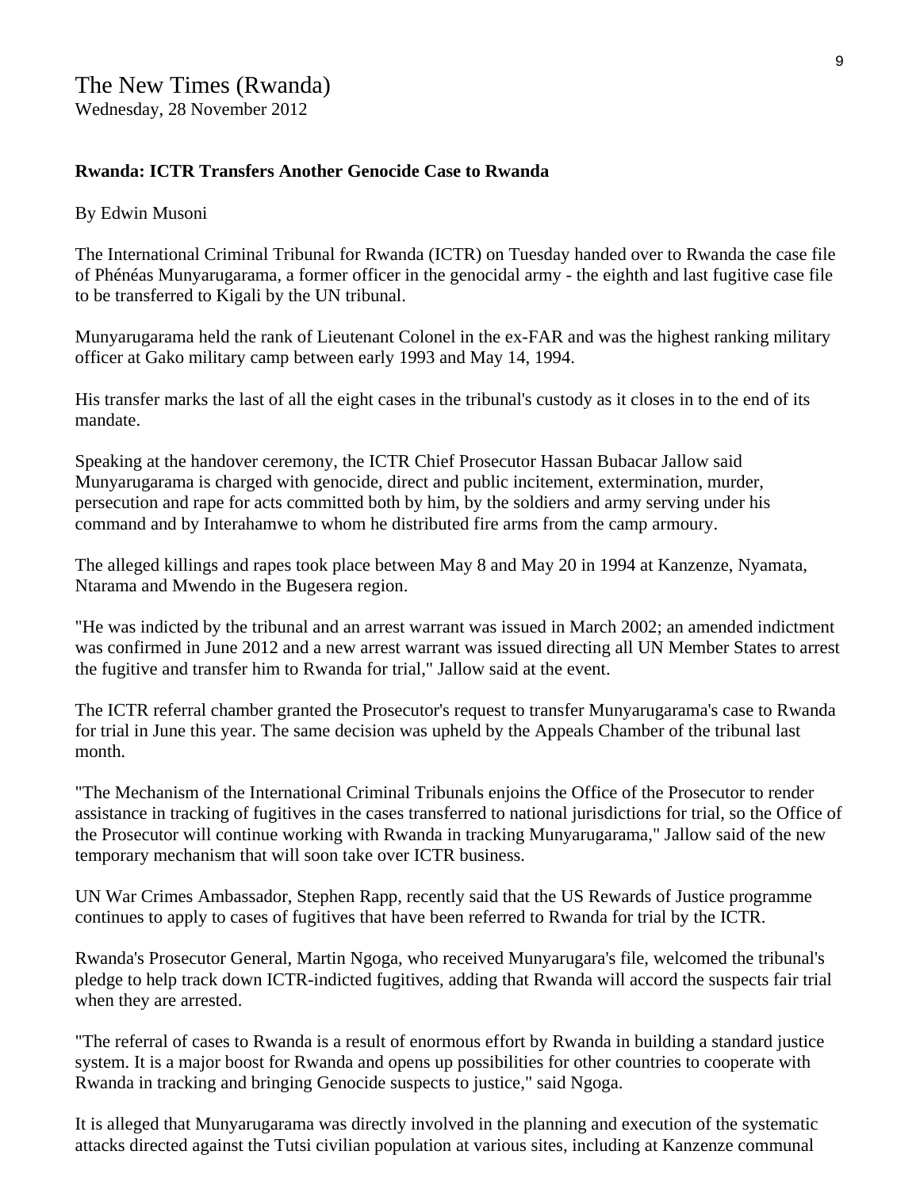The New Times (Rwanda)
Wednesday, 28 November 2012

**Rwanda: ICTR Transfers Another Genocide Case to Rwanda**

By Edwin Musoni

The International Criminal Tribunal for Rwanda (ICTR) on Tuesday handed over to Rwanda the case file of Phénéas Munyarugarama, a former officer in the genocidal army - the eighth and last fugitive case file to be transferred to Kigali by the UN tribunal.

Munyarugarama held the rank of Lieutenant Colonel in the ex-FAR and was the highest ranking military officer at Gako military camp between early 1993 and May 14, 1994.

His transfer marks the last of all the eight cases in the tribunal's custody as it closes in to the end of its mandate.

Speaking at the handover ceremony, the ICTR Chief Prosecutor Hassan Bubacar Jallow said Munyarugarama is charged with genocide, direct and public incitement, extermination, murder, persecution and rape for acts committed both by him, by the soldiers and army serving under his command and by Interahamwe to whom he distributed fire arms from the camp armoury.

The alleged killings and rapes took place between May 8 and May 20 in 1994 at Kanzenze, Nyamata, Ntarama and Mwendo in the Bugesera region.

"He was indicted by the tribunal and an arrest warrant was issued in March 2002; an amended indictment was confirmed in June 2012 and a new arrest warrant was issued directing all UN Member States to arrest the fugitive and transfer him to Rwanda for trial," Jallow said at the event.

The ICTR referral chamber granted the Prosecutor's request to transfer Munyarugarama's case to Rwanda for trial in June this year. The same decision was upheld by the Appeals Chamber of the tribunal last month.

"The Mechanism of the International Criminal Tribunals enjoins the Office of the Prosecutor to render assistance in tracking of fugitives in the cases transferred to national jurisdictions for trial, so the Office of the Prosecutor will continue working with Rwanda in tracking Munyarugarama," Jallow said of the new temporary mechanism that will soon take over ICTR business.

UN War Crimes Ambassador, Stephen Rapp, recently said that the US Rewards of Justice programme continues to apply to cases of fugitives that have been referred to Rwanda for trial by the ICTR.

Rwanda's Prosecutor General, Martin Ngoga, who received Munyarugara's file, welcomed the tribunal's pledge to help track down ICTR-indicted fugitives, adding that Rwanda will accord the suspects fair trial when they are arrested.

"The referral of cases to Rwanda is a result of enormous effort by Rwanda in building a standard justice system. It is a major boost for Rwanda and opens up possibilities for other countries to cooperate with Rwanda in tracking and bringing Genocide suspects to justice," said Ngoga.

It is alleged that Munyarugarama was directly involved in the planning and execution of the systematic attacks directed against the Tutsi civilian population at various sites, including at Kanzenze communal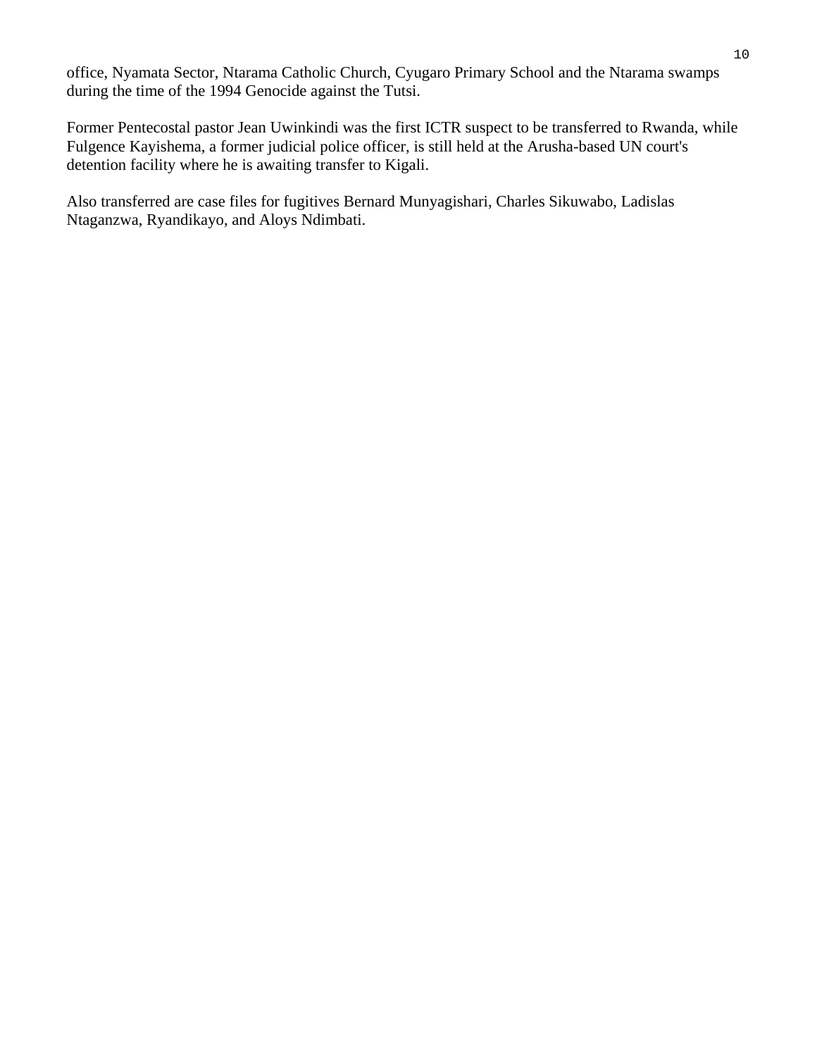office, Nyamata Sector, Ntarama Catholic Church, Cyugaro Primary School and the Ntarama swamps during the time of the 1994 Genocide against the Tutsi.

Former Pentecostal pastor Jean Uwinkindi was the first ICTR suspect to be transferred to Rwanda, while Fulgence Kayishema, a former judicial police officer, is still held at the Arusha-based UN court's detention facility where he is awaiting transfer to Kigali.

Also transferred are case files for fugitives Bernard Munyagishari, Charles Sikuwabo, Ladislas Ntaganzwa, Ryandikayo, and Aloys Ndimbati.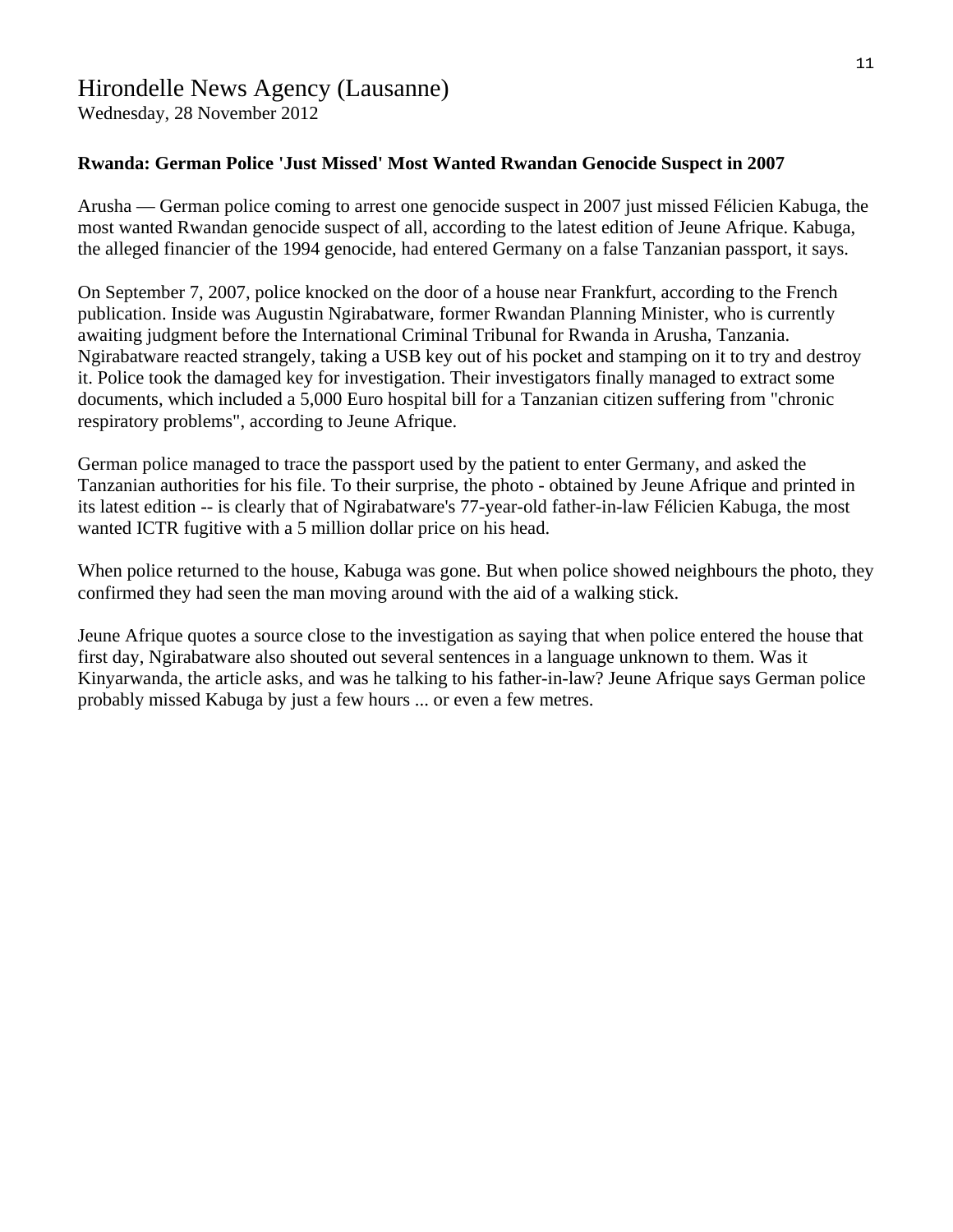# Hirondelle News Agency (Lausanne)

Wednesday, 28 November 2012

**Rwanda: German Police 'Just Missed' Most Wanted Rwandan Genocide Suspect in 2007**

Arusha — German police coming to arrest one genocide suspect in 2007 just missed Félicien Kabuga, the most wanted Rwandan genocide suspect of all, according to the latest edition of Jeune Afrique. Kabuga, the alleged financier of the 1994 genocide, had entered Germany on a false Tanzanian passport, it says.

On September 7, 2007, police knocked on the door of a house near Frankfurt, according to the French publication. Inside was Augustin Ngirabatware, former Rwandan Planning Minister, who is currently awaiting judgment before the International Criminal Tribunal for Rwanda in Arusha, Tanzania. Ngirabatware reacted strangely, taking a USB key out of his pocket and stamping on it to try and destroy it. Police took the damaged key for investigation. Their investigators finally managed to extract some documents, which included a 5,000 Euro hospital bill for a Tanzanian citizen suffering from "chronic respiratory problems", according to Jeune Afrique.

German police managed to trace the passport used by the patient to enter Germany, and asked the Tanzanian authorities for his file. To their surprise, the photo - obtained by Jeune Afrique and printed in its latest edition -- is clearly that of Ngirabatware's 77-year-old father-in-law Félicien Kabuga, the most wanted ICTR fugitive with a 5 million dollar price on his head.

When police returned to the house, Kabuga was gone. But when police showed neighbours the photo, they confirmed they had seen the man moving around with the aid of a walking stick.

Jeune Afrique quotes a source close to the investigation as saying that when police entered the house that first day, Ngirabatware also shouted out several sentences in a language unknown to them. Was it Kinyarwanda, the article asks, and was he talking to his father-in-law? Jeune Afrique says German police probably missed Kabuga by just a few hours ... or even a few metres.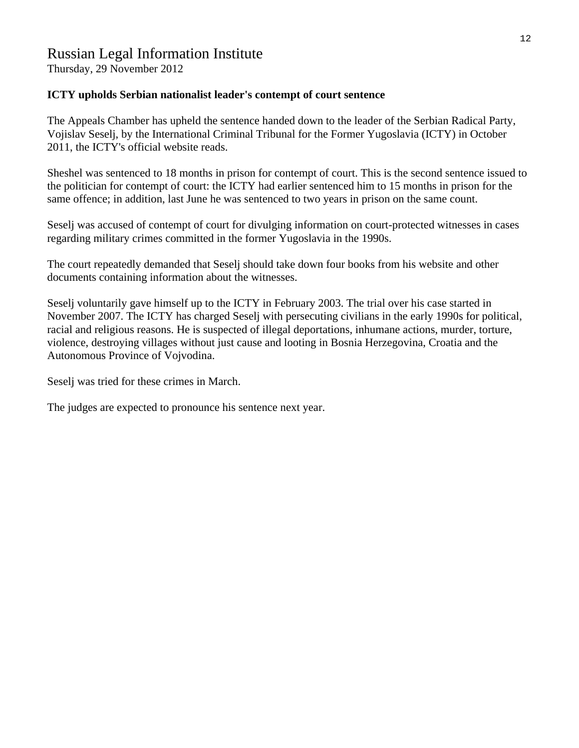Russian Legal Information Institute

Thursday, 29 November 2012

**ICTY upholds Serbian nationalist leader's contempt of court sentence**

The Appeals Chamber has upheld the sentence handed down to the leader of the Serbian Radical Party, Vojislav Seselj, by the International Criminal Tribunal for the Former Yugoslavia (ICTY) in October 2011, the ICTY's official website reads.

Sheshel was sentenced to 18 months in prison for contempt of court. This is the second sentence issued to the politician for contempt of court: the ICTY had earlier sentenced him to 15 months in prison for the same offence; in addition, last June he was sentenced to two years in prison on the same count.

Seselj was accused of contempt of court for divulging information on court-protected witnesses in cases regarding military crimes committed in the former Yugoslavia in the 1990s.

The court repeatedly demanded that Seselj should take down four books from his website and other documents containing information about the witnesses.

Seselj voluntarily gave himself up to the ICTY in February 2003. The trial over his case started in November 2007. The ICTY has charged Seselj with persecuting civilians in the early 1990s for political, racial and religious reasons. He is suspected of illegal deportations, inhumane actions, murder, torture, violence, destroying villages without just cause and looting in Bosnia Herzegovina, Croatia and the Autonomous Province of Vojvodina.

Seselj was tried for these crimes in March.

The judges are expected to pronounce his sentence next year.